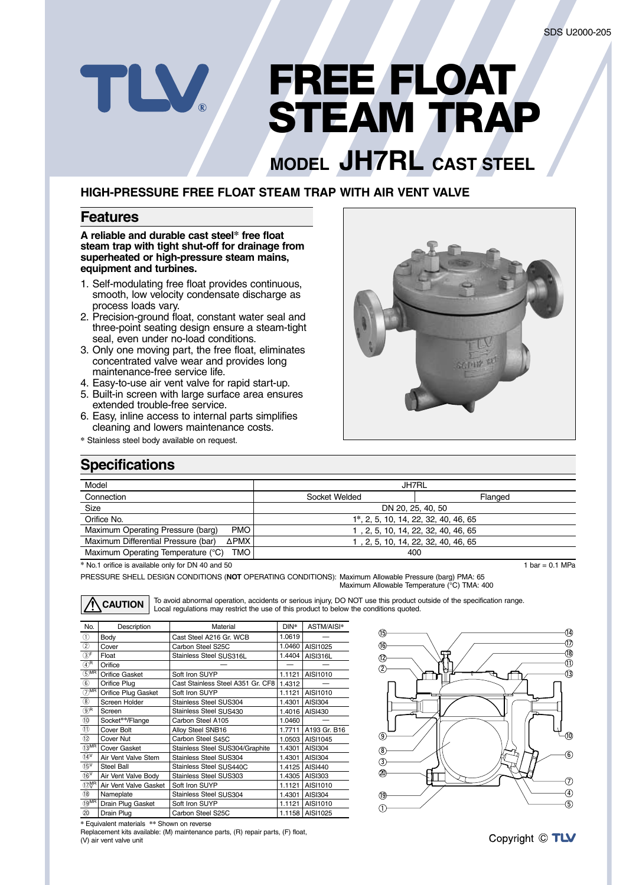SDS U2000-205

# FREE FLOAT STEAM TRAP

## MODEL JH7RL CAST STEEL

### HIGH-PRESSURE FREE FLOAT STEAM TRAP WITH AIR VENT VALVE

## Features

**A reliable and durable cast steel* free float steam trap with tight shut-off for drainage from superheated or high-pressure steam mains, equipment and turbines.**

1. Self-modulating free float provides continuous, smooth, low velocity condensate discharge as process loads vary.
2. Precision-ground float, constant water seal and three-point seating design ensure a steam-tight seal, even under no-load conditions.
3. Only one moving part, the free float, eliminates concentrated valve wear and provides long maintenance-free service life.
4. Easy-to-use air vent valve for rapid start-up.
5. Built-in screen with large surface area ensures extended trouble-free service.
6. Easy, inline access to internal parts simplifies cleaning and lowers maintenance costs.

* Stainless steel body available on request.

## Specifications

| Model | JH7RL | |
|---|---|---|
| Connection | Socket Welded | Flanged |
| Size | DN 20, 25, 40, 50 | |
| Orifice No. | 1*, 2, 5, 10, 14, 22, 32, 40, 46, 65 | |
| Maximum Operating Pressure (barg) PMO | 1 , 2, 5, 10, 14, 22, 32, 40, 46, 65 | |
| Maximum Differential Pressure (bar) ΔPMX | 1 , 2, 5, 10, 14, 22, 32, 40, 46, 65 | |
| Maximum Operating Temperature (°C) TMO | 400 | |

* No.1 orifice is available only for DN 40 and 50

1 bar = 0.1 MPa

PRESSURE SHELL DESIGN CONDITIONS (**NOT** OPERATING CONDITIONS): Maximum Allowable Pressure (barg) PMA: 65
Maximum Allowable Temperature (°C) TMA: 400

**⚠ CAUTION** To avoid abnormal operation, accidents or serious injury, DO NOT use this product outside of the specification range. Local regulations may restrict the use of this product to below the conditions quoted.

| No. | Description | Material | DIN* | ASTM/AISI* |
|---|---|---|---|---|
| ① | Body | Cast Steel A216 Gr. WCB | 1.0619 | — |
| ② | Cover | Carbon Steel S25C | 1.0460 | AISI1025 |
| ③F | Float | Stainless Steel SUS316L | 1.4404 | AISI316L |
| ④R | Orifice | — | — | — |
| ⑤MR | Orifice Gasket | Soft Iron SUYP | 1.1121 | AISI1010 |
| ⑥ | Orifice Plug | Cast Stainless Steel A351 Gr. CF8 | 1.4312 | — |
| ⑦MR | Orifice Plug Gasket | Soft Iron SUYP | 1.1121 | AISI1010 |
| ⑧ | Screen Holder | Stainless Steel SUS304 | 1.4301 | AISI304 |
| ⑨R | Screen | Stainless Steel SUS430 | 1.4016 | AISI430 |
| ⑩ | Socket**/Flange | Carbon Steel A105 | 1.0460 | — |
| ⑪ | Cover Bolt | Alloy Steel SNB16 | 1.7711 | A193 Gr. B16 |
| ⑫ | Cover Nut | Carbon Steel S45C | 1.0503 | AISI1045 |
| ⑬MR | Cover Gasket | Stainless Steel SUS304/Graphite | 1.4301 | AISI304 |
| ⑭V | Air Vent Valve Stem | Stainless Steel SUS304 | 1.4301 | AISI304 |
| ⑮V | Steel Ball | Stainless Steel SUS440C | 1.4125 | AISI440 |
| ⑯V | Air Vent Valve Body | Stainless Steel SUS303 | 1.4305 | AISI303 |
| ⑰MR | Air Vent Valve Gasket | Soft Iron SUYP | 1.1121 | AISI1010 |
| ⑱ | Nameplate | Stainless Steel SUS304 | 1.4301 | AISI304 |
| ⑲MR | Drain Plug Gasket | Soft Iron SUYP | 1.1121 | AISI1010 |
| ⑳ | Drain Plug | Carbon Steel S25C | 1.1158 | AISI1025 |

* Equivalent materials ** Shown on reverse

Replacement kits available: (M) maintenance parts, (R) repair parts, (F) float, (V) air vent valve unit

Copyright © TLV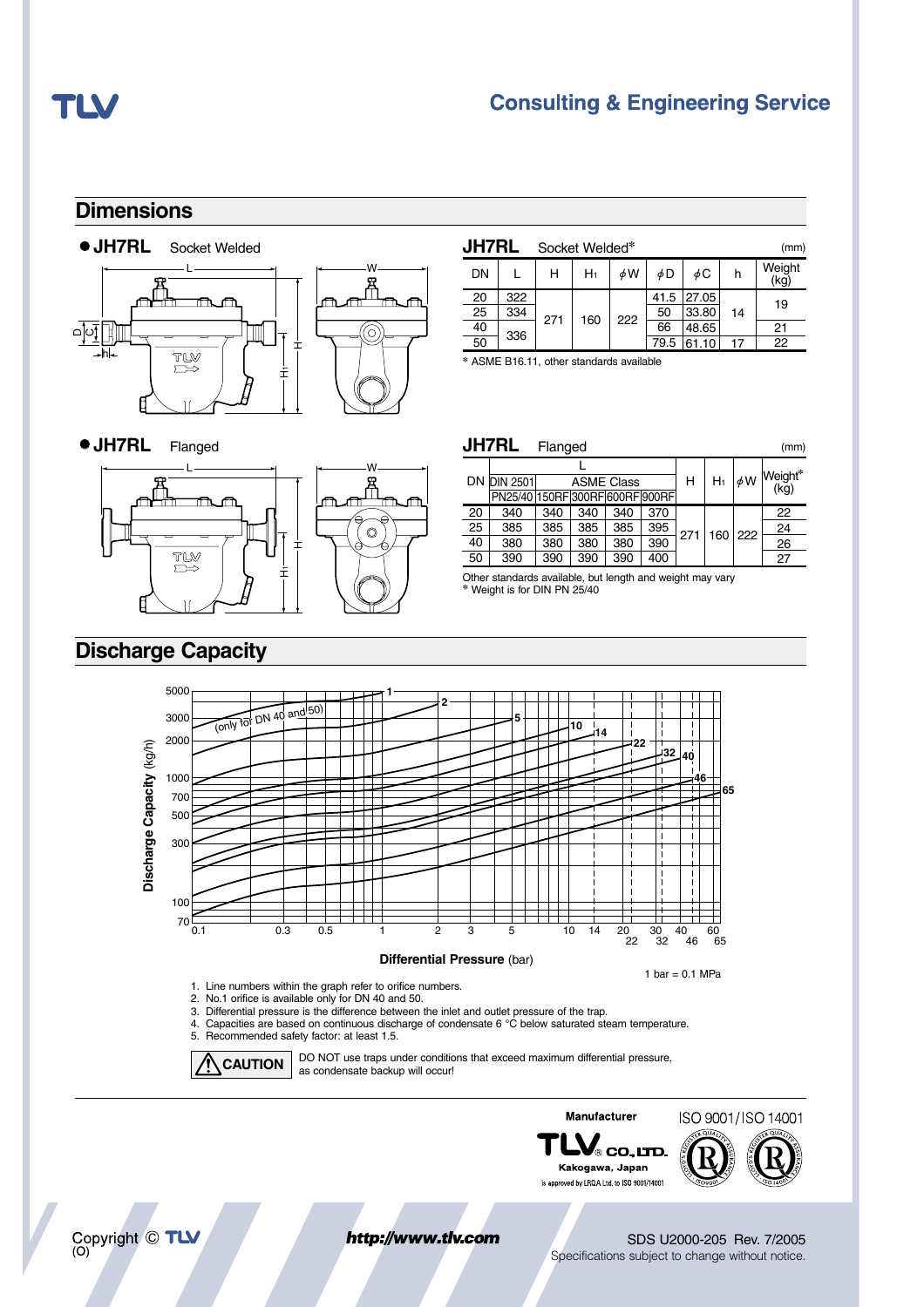TLV

## Consulting & Engineering Service

## Dimensions

● **JH7RL** Socket Welded

L, W, D, C, h, H, H1

**JH7RL** Socket Welded* (mm)

| DN | L | H | $H_1$ | $\phi W$ | $\phi D$ | $\phi C$ | h | Weight (kg) |
|---|---|---|---|---|---|---|---|---|
| 20 | 322 | 271 | 160 | 222 | 41.5 | 27.05 | 14 | 19 |
| 25 | 334 | | | | 50 | 33.80 | | |
| 40 | 336 | | | | 66 | 48.65 | | 21 |
| 50 | | | | | 79.5 | 61.10 | 17 | 22 |

* ASME B16.11, other standards available

● **JH7RL** Flanged

L, W, H, H1

**JH7RL** Flanged (mm)

| DN | L DIN 2501 PN25/40 | L ASME Class 150RF | L ASME Class 300RF | L ASME Class 600RF | L ASME Class 900RF | H | $H_1$ | $\phi W$ | Weight* (kg) |
|---|---|---|---|---|---|---|---|---|---|
| 20 | 340 | 340 | 340 | 340 | 370 | 271 | 160 | 222 | 22 |
| 25 | 385 | 385 | 385 | 385 | 395 | | | | 24 |
| 40 | 380 | 380 | 380 | 380 | 390 | | | | 26 |
| 50 | 390 | 390 | 390 | 390 | 400 | | | | 27 |

Other standards available, but length and weight may vary
* Weight is for DIN PN 25/40

## Discharge Capacity

Discharge Capacity (kg/h)

5000
3000
2000
1000
700
500
300
100
70

(only for DN 40 and 50)

1
2
5
10
14
22
32
40
46
65

0.1
0.3
0.5
1
2
3
5
10
14
20
22
30
32
40
46
60
65

**Differential Pressure** (bar)

1 bar = 0.1 MPa

1. Line numbers within the graph refer to orifice numbers.
2. No.1 orifice is available only for DN 40 and 50.
3. Differential pressure is the difference between the inlet and outlet pressure of the trap.
4. Capacities are based on continuous discharge of condensate 6 °C below saturated steam temperature.
5. Recommended safety factor: at least 1.5.

**CAUTION** DO NOT use traps under conditions that exceed maximum differential pressure, as condensate backup will occur!

Manufacturer
TLV® CO., LTD.
Kakogawa, Japan
is approved by LRQA Ltd. to ISO 9001/14001

ISO 9001/ISO 14001

Copyright © TLV (O)

*http://www.tlv.com*

SDS U2000-205 Rev. 7/2005
Specifications subject to change without notice.